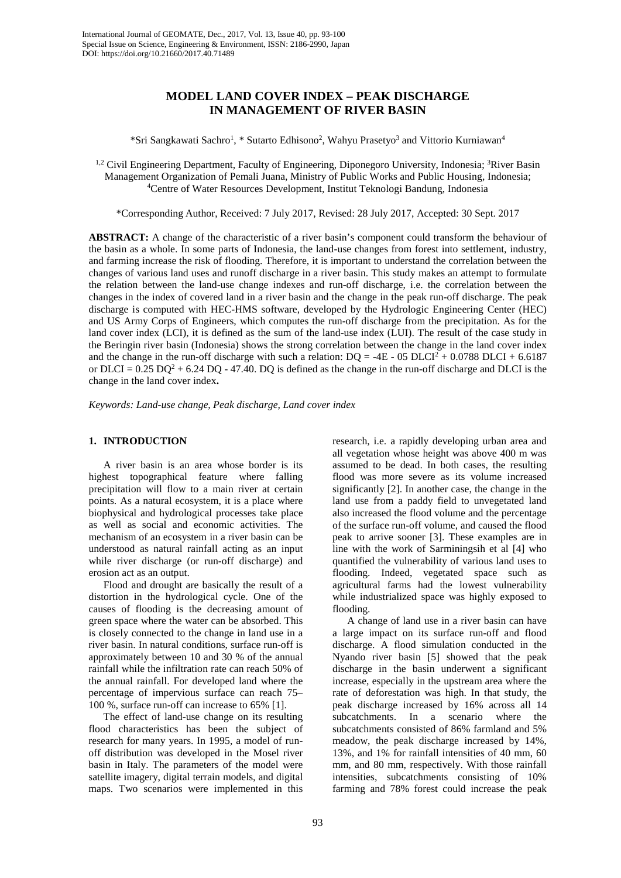# MODEL LAND COVER INDEX – PEAK DISCHARGE IN MANAGEMENT OF RIVER BASIN

*Sri Sangkawati Sachro[1], * Sutarto Edhisono[2], Wahyu Prasetyo[3] and Vittorio Kurniawan[4]

[1,2] Civil Engineering Department, Faculty of Engineering, Diponegoro University, Indonesia; [3]River Basin Management Organization of Pemali Juana, Ministry of Public Works and Public Housing, Indonesia; [4]Centre of Water Resources Development, Institut Teknologi Bandung, Indonesia

*Corresponding Author, Received: 7 July 2017, Revised: 28 July 2017, Accepted: 30 Sept. 2017

**ABSTRACT:** A change of the characteristic of a river basin's component could transform the behaviour of the basin as a whole. In some parts of Indonesia, the land-use changes from forest into settlement, industry, and farming increase the risk of flooding. Therefore, it is important to understand the correlation between the changes of various land uses and runoff discharge in a river basin. This study makes an attempt to formulate the relation between the land-use change indexes and run-off discharge, i.e. the correlation between the changes in the index of covered land in a river basin and the change in the peak run-off discharge. The peak discharge is computed with HEC-HMS software, developed by the Hydrologic Engineering Center (HEC) and US Army Corps of Engineers, which computes the run-off discharge from the precipitation. As for the land cover index (LCI), it is defined as the sum of the land-use index (LUI). The result of the case study in the Beringin river basin (Indonesia) shows the strong correlation between the change in the land cover index and the change in the run-off discharge with such a relation: DQ = -4E - 05 DLCI$^2$ + 0.0788 DLCI + 6.6187 or DLCI = 0.25 DQ$^2$ + 6.24 DQ - 47.40. DQ is defined as the change in the run-off discharge and DLCI is the change in the land cover index**.**

*Keywords: Land-use change, Peak discharge, Land cover index*

## 1. INTRODUCTION

A river basin is an area whose border is its highest topographical feature where falling precipitation will flow to a main river at certain points. As a natural ecosystem, it is a place where biophysical and hydrological processes take place as well as social and economic activities. The mechanism of an ecosystem in a river basin can be understood as natural rainfall acting as an input while river discharge (or run-off discharge) and erosion act as an output.

Flood and drought are basically the result of a distortion in the hydrological cycle. One of the causes of flooding is the decreasing amount of green space where the water can be absorbed. This is closely connected to the change in land use in a river basin. In natural conditions, surface run-off is approximately between 10 and 30 % of the annual rainfall while the infiltration rate can reach 50% of the annual rainfall. For developed land where the percentage of impervious surface can reach 75–100 %, surface run-off can increase to 65% [1].

The effect of land-use change on its resulting flood characteristics has been the subject of research for many years. In 1995, a model of run-off distribution was developed in the Mosel river basin in Italy. The parameters of the model were satellite imagery, digital terrain models, and digital maps. Two scenarios were implemented in this research, i.e. a rapidly developing urban area and all vegetation whose height was above 400 m was assumed to be dead. In both cases, the resulting flood was more severe as its volume increased significantly [2]. In another case, the change in the land use from a paddy field to unvegetated land also increased the flood volume and the percentage of the surface run-off volume, and caused the flood peak to arrive sooner [3]. These examples are in line with the work of Sarminingsih et al [4] who quantified the vulnerability of various land uses to flooding. Indeed, vegetated space such as agricultural farms had the lowest vulnerability while industrialized space was highly exposed to flooding.

A change of land use in a river basin can have a large impact on its surface run-off and flood discharge. A flood simulation conducted in the Nyando river basin [5] showed that the peak discharge in the basin underwent a significant increase, especially in the upstream area where the rate of deforestation was high. In that study, the peak discharge increased by 16% across all 14 subcatchments. In a scenario where the subcatchments consisted of 86% farmland and 5% meadow, the peak discharge increased by 14%, 13%, and 1% for rainfall intensities of 40 mm, 60 mm, and 80 mm, respectively. With those rainfall intensities, subcatchments consisting of 10% farming and 78% forest could increase the peak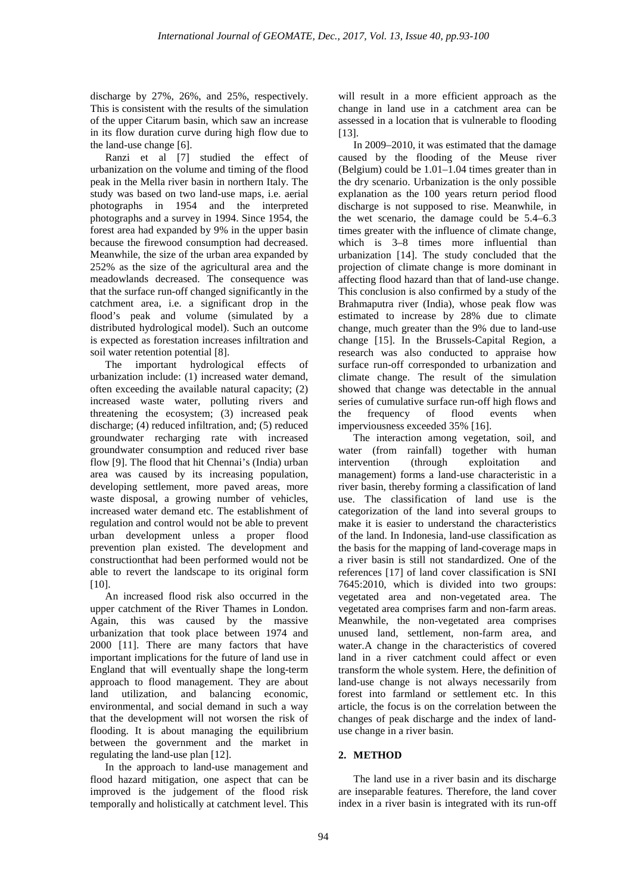discharge by 27%, 26%, and 25%, respectively. This is consistent with the results of the simulation of the upper Citarum basin, which saw an increase in its flow duration curve during high flow due to the land-use change [6].

Ranzi et al [7] studied the effect of urbanization on the volume and timing of the flood peak in the Mella river basin in northern Italy. The study was based on two land-use maps, i.e. aerial photographs in 1954 and the interpreted photographs and a survey in 1994. Since 1954, the forest area had expanded by 9% in the upper basin because the firewood consumption had decreased. Meanwhile, the size of the urban area expanded by 252% as the size of the agricultural area and the meadowlands decreased. The consequence was that the surface run-off changed significantly in the catchment area, i.e. a significant drop in the flood's peak and volume (simulated by a distributed hydrological model). Such an outcome is expected as forestation increases infiltration and soil water retention potential [8].

The important hydrological effects of urbanization include: (1) increased water demand, often exceeding the available natural capacity; (2) increased waste water, polluting rivers and threatening the ecosystem; (3) increased peak discharge; (4) reduced infiltration, and; (5) reduced groundwater recharging rate with increased groundwater consumption and reduced river base flow [9]. The flood that hit Chennai's (India) urban area was caused by its increasing population, developing settlement, more paved areas, more waste disposal, a growing number of vehicles, increased water demand etc. The establishment of regulation and control would not be able to prevent urban development unless a proper flood prevention plan existed. The development and constructionthat had been performed would not be able to revert the landscape to its original form [10].

An increased flood risk also occurred in the upper catchment of the River Thames in London. Again, this was caused by the massive urbanization that took place between 1974 and 2000 [11]. There are many factors that have important implications for the future of land use in England that will eventually shape the long-term approach to flood management. They are about land utilization, and balancing economic, environmental, and social demand in such a way that the development will not worsen the risk of flooding. It is about managing the equilibrium between the government and the market in regulating the land-use plan [12].

In the approach to land-use management and flood hazard mitigation, one aspect that can be improved is the judgement of the flood risk temporally and holistically at catchment level. This will result in a more efficient approach as the change in land use in a catchment area can be assessed in a location that is vulnerable to flooding [13].

In 2009–2010, it was estimated that the damage caused by the flooding of the Meuse river (Belgium) could be 1.01–1.04 times greater than in the dry scenario. Urbanization is the only possible explanation as the 100 years return period flood discharge is not supposed to rise. Meanwhile, in the wet scenario, the damage could be 5.4–6.3 times greater with the influence of climate change, which is 3–8 times more influential than urbanization [14]. The study concluded that the projection of climate change is more dominant in affecting flood hazard than that of land-use change. This conclusion is also confirmed by a study of the Brahmaputra river (India), whose peak flow was estimated to increase by 28% due to climate change, much greater than the 9% due to land-use change [15]. In the Brussels-Capital Region, a research was also conducted to appraise how surface run-off corresponded to urbanization and climate change. The result of the simulation showed that change was detectable in the annual series of cumulative surface run-off high flows and the frequency of flood events when imperviousness exceeded 35% [16].

The interaction among vegetation, soil, and water (from rainfall) together with human intervention (through exploitation and management) forms a land-use characteristic in a river basin, thereby forming a classification of land use. The classification of land use is the categorization of the land into several groups to make it is easier to understand the characteristics of the land. In Indonesia, land-use classification as the basis for the mapping of land-coverage maps in a river basin is still not standardized. One of the references [17] of land cover classification is SNI 7645:2010, which is divided into two groups: vegetated area and non-vegetated area. The vegetated area comprises farm and non-farm areas. Meanwhile, the non-vegetated area comprises unused land, settlement, non-farm area, and water.A change in the characteristics of covered land in a river catchment could affect or even transform the whole system. Here, the definition of land-use change is not always necessarily from forest into farmland or settlement etc. In this article, the focus is on the correlation between the changes of peak discharge and the index of land-use change in a river basin.

## 2. METHOD

The land use in a river basin and its discharge are inseparable features. Therefore, the land cover index in a river basin is integrated with its run-off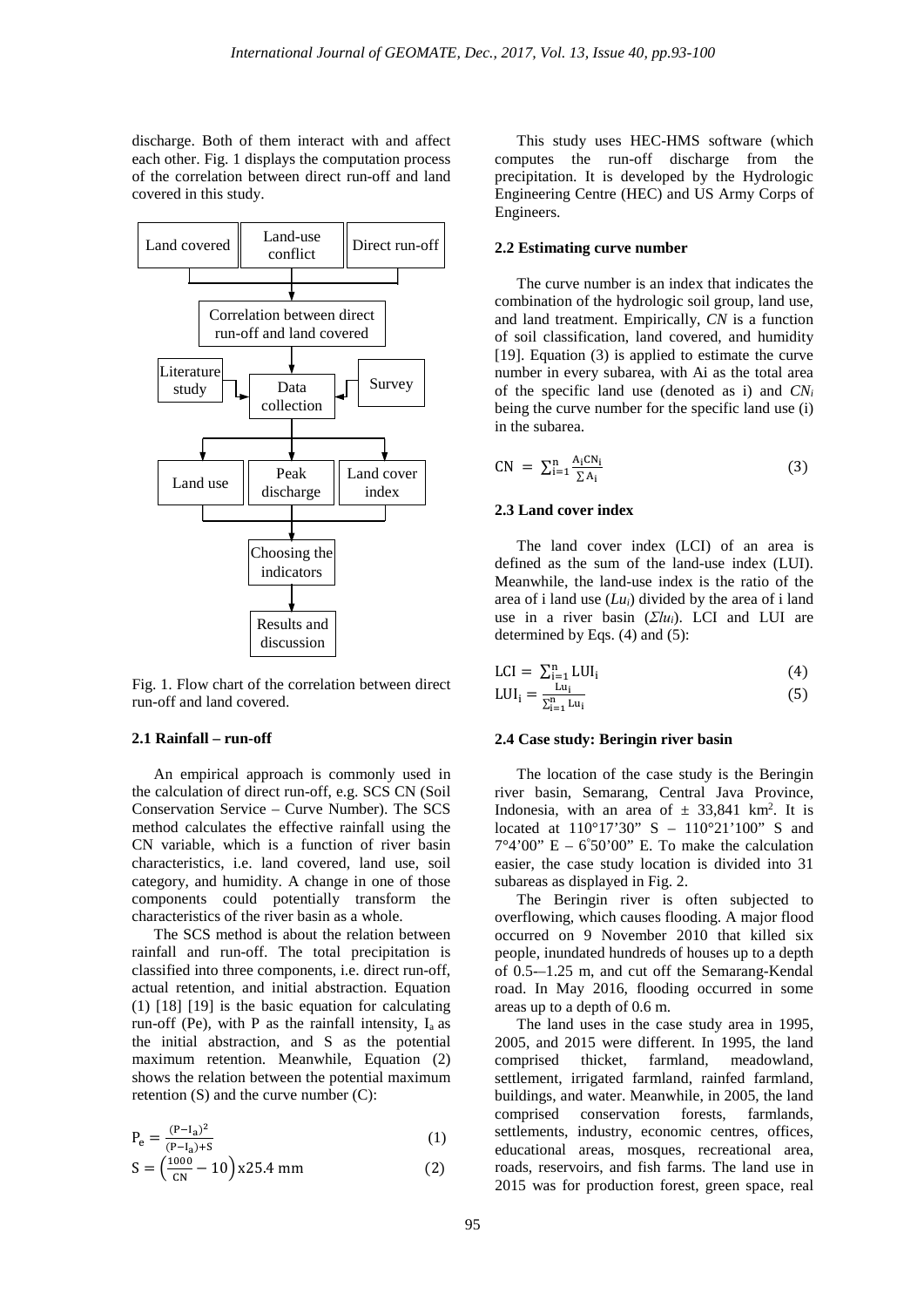discharge. Both of them interact with and affect each other. Fig. 1 displays the computation process of the correlation between direct run-off and land covered in this study.

Fig. 1. Flow chart of the correlation between direct run-off and land covered.

### 2.1 Rainfall – run-off

An empirical approach is commonly used in the calculation of direct run-off, e.g. SCS CN (Soil Conservation Service – Curve Number). The SCS method calculates the effective rainfall using the CN variable, which is a function of river basin characteristics, i.e. land covered, land use, soil category, and humidity. A change in one of those components could potentially transform the characteristics of the river basin as a whole.

The SCS method is about the relation between rainfall and run-off. The total precipitation is classified into three components, i.e. direct run-off, actual retention, and initial abstraction. Equation (1) [18] [19] is the basic equation for calculating run-off (Pe), with P as the rainfall intensity, $I_a$ as the initial abstraction, and S as the potential maximum retention. Meanwhile, Equation (2) shows the relation between the potential maximum retention (S) and the curve number (C):

$$P_e = \frac{(P-I_a)^2}{(P-I_a)+S} \quad (1)$$

$$S = \left(\frac{1000}{CN} - 10\right) x25.4 \text{ mm} \quad (2)$$

This study uses HEC-HMS software (which computes the run-off discharge from the precipitation. It is developed by the Hydrologic Engineering Centre (HEC) and US Army Corps of Engineers.

### 2.2 Estimating curve number

The curve number is an index that indicates the combination of the hydrologic soil group, land use, and land treatment. Empirically, *CN* is a function of soil classification, land covered, and humidity [19]. Equation (3) is applied to estimate the curve number in every subarea, with Ai as the total area of the specific land use (denoted as i) and $CN_i$ being the curve number for the specific land use (i) in the subarea.

$$CN = \sum_{i=1}^{n} \frac{A_i CN_i}{\sum A_i} \quad (3)$$

### 2.3 Land cover index

The land cover index (LCI) of an area is defined as the sum of the land-use index (LUI). Meanwhile, the land-use index is the ratio of the area of i land use ($Lu_i$) divided by the area of i land use in a river basin ($\Sigma lu_i$). LCI and LUI are determined by Eqs. (4) and (5):

$$LCI = \sum_{i=1}^{n} LUI_i \quad (4)$$

$$LUI_i = \frac{Lu_i}{\sum_{i=1}^{n} Lu_i} \quad (5)$$

### 2.4 Case study: Beringin river basin

The location of the case study is the Beringin river basin, Semarang, Central Java Province, Indonesia, with an area of ± 33,841 km$^2$. It is located at 110°17'30" S – 110°21'100" S and 7°4'00" E – 6°50'00" E. To make the calculation easier, the case study location is divided into 31 subareas as displayed in Fig. 2.

The Beringin river is often subjected to overflowing, which causes flooding. A major flood occurred on 9 November 2010 that killed six people, inundated hundreds of houses up to a depth of 0.5-–1.25 m, and cut off the Semarang-Kendal road. In May 2016, flooding occurred in some areas up to a depth of 0.6 m.

The land uses in the case study area in 1995, 2005, and 2015 were different. In 1995, the land comprised thicket, farmland, meadowland, settlement, irrigated farmland, rainfed farmland, buildings, and water. Meanwhile, in 2005, the land comprised conservation forests, farmlands, settlements, industry, economic centres, offices, educational areas, mosques, recreational area, roads, reservoirs, and fish farms. The land use in 2015 was for production forest, green space, real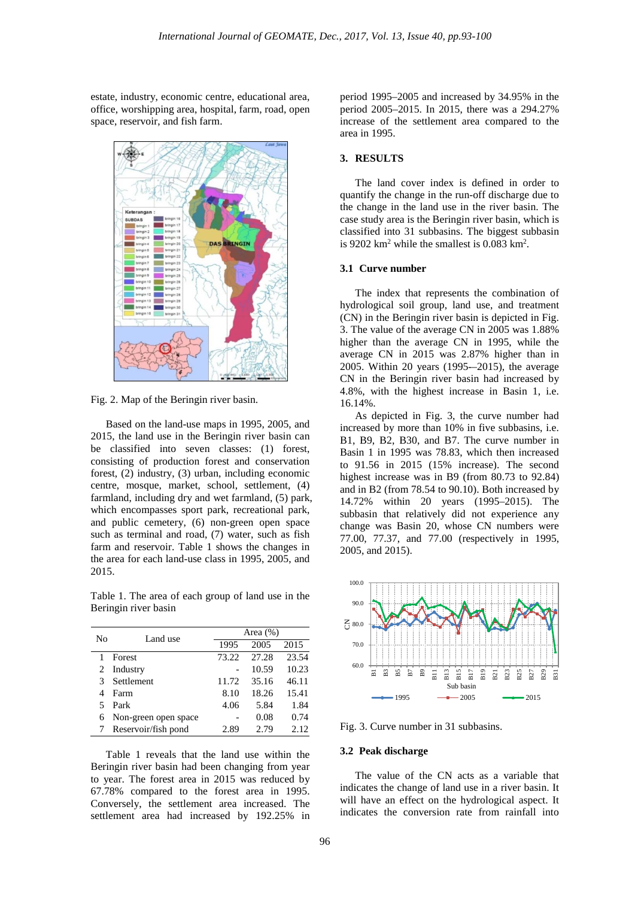estate, industry, economic centre, educational area, office, worshipping area, hospital, farm, road, open space, reservoir, and fish farm.

Fig. 2. Map of the Beringin river basin.

Based on the land-use maps in 1995, 2005, and 2015, the land use in the Beringin river basin can be classified into seven classes: (1) forest, consisting of production forest and conservation forest, (2) industry, (3) urban, including economic centre, mosque, market, school, settlement, (4) farmland, including dry and wet farmland, (5) park, which encompasses sport park, recreational park, and public cemetery, (6) non-green open space such as terminal and road, (7) water, such as fish farm and reservoir. Table 1 shows the changes in the area for each land-use class in 1995, 2005, and 2015.

Table 1. The area of each group of land use in the Beringin river basin

| No | Land use | Area (%) | | |
|---|---|---|---|---|
| | | 1995 | 2005 | 2015 |
| 1 | Forest | 73.22 | 27.28 | 23.54 |
| 2 | Industry | - | 10.59 | 10.23 |
| 3 | Settlement | 11.72 | 35.16 | 46.11 |
| 4 | Farm | 8.10 | 18.26 | 15.41 |
| 5 | Park | 4.06 | 5.84 | 1.84 |
| 6 | Non-green open space | - | 0.08 | 0.74 |
| 7 | Reservoir/fish pond | 2.89 | 2.79 | 2.12 |

Table 1 reveals that the land use within the Beringin river basin had been changing from year to year. The forest area in 2015 was reduced by 67.78% compared to the forest area in 1995. Conversely, the settlement area increased. The settlement area had increased by 192.25% in period 1995–2005 and increased by 34.95% in the period 2005–2015. In 2015, there was a 294.27% increase of the settlement area compared to the area in 1995.

## 3. RESULTS

The land cover index is defined in order to quantify the change in the run-off discharge due to the change in the land use in the river basin. The case study area is the Beringin river basin, which is classified into 31 subbasins. The biggest subbasin is 9202 km$^2$ while the smallest is 0.083 km$^2$.

### 3.1 Curve number

The index that represents the combination of hydrological soil group, land use, and treatment (CN) in the Beringin river basin is depicted in Fig. 3. The value of the average CN in 2005 was 1.88% higher than the average CN in 1995, while the average CN in 2015 was 2.87% higher than in 2005. Within 20 years (1995-–2015), the average CN in the Beringin river basin had increased by 4.8%, with the highest increase in Basin 1, i.e. 16.14%.

As depicted in Fig. 3, the curve number had increased by more than 10% in five subbasins, i.e. B1, B9, B2, B30, and B7. The curve number in Basin 1 in 1995 was 78.83, which then increased to 91.56 in 2015 (15% increase). The second highest increase was in B9 (from 80.73 to 92.84) and in B2 (from 78.54 to 90.10). Both increased by 14.72% within 20 years (1995–2015). The subbasin that relatively did not experience any change was Basin 20, whose CN numbers were 77.00, 77.37, and 77.00 (respectively in 1995, 2005, and 2015).

Fig. 3. Curve number in 31 subbasins.

### 3.2 Peak discharge

The value of the CN acts as a variable that indicates the change of land use in a river basin. It will have an effect on the hydrological aspect. It indicates the conversion rate from rainfall into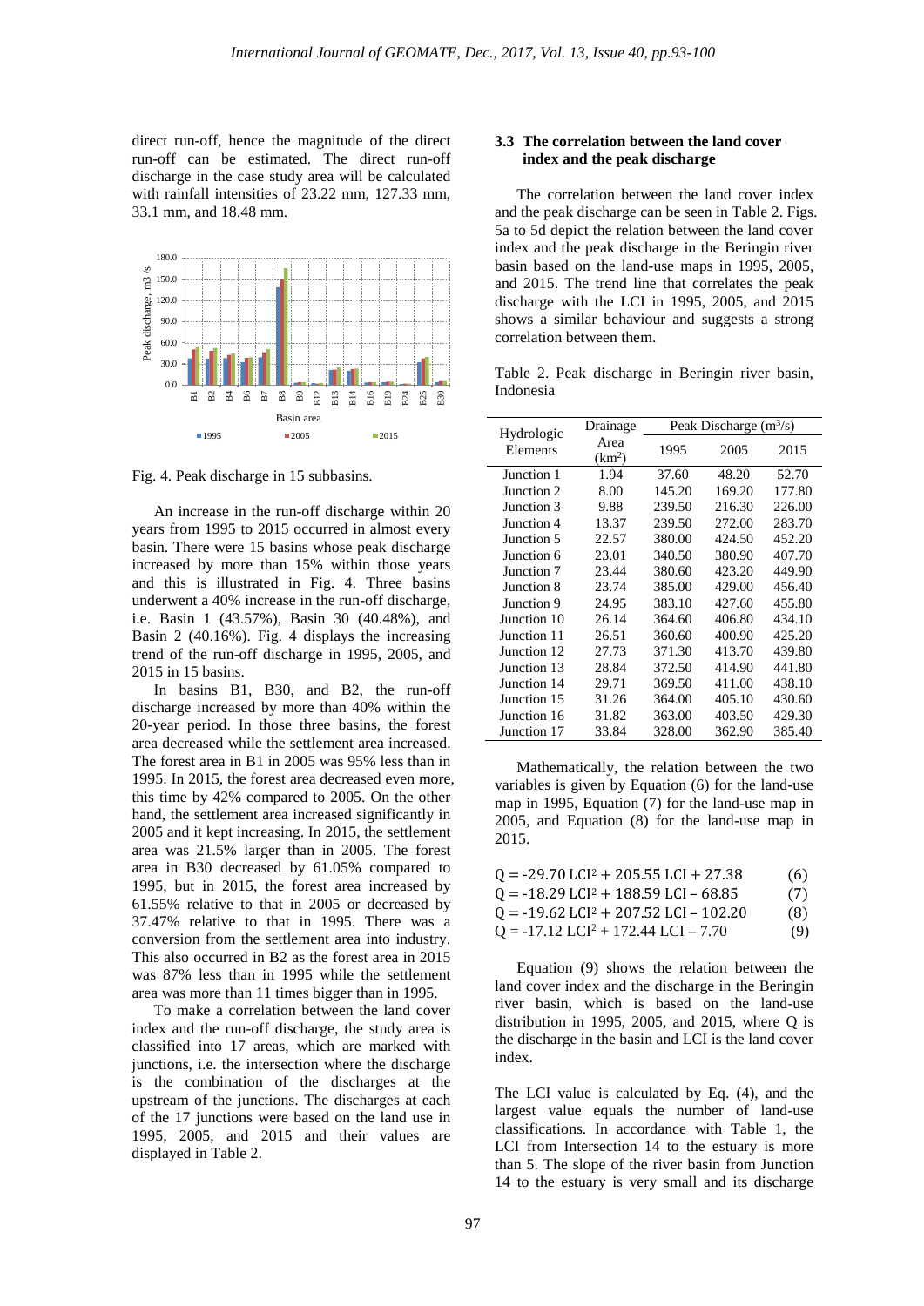direct run-off, hence the magnitude of the direct run-off can be estimated. The direct run-off discharge in the case study area will be calculated with rainfall intensities of 23.22 mm, 127.33 mm, 33.1 mm, and 18.48 mm.

Fig. 4. Peak discharge in 15 subbasins.

An increase in the run-off discharge within 20 years from 1995 to 2015 occurred in almost every basin. There were 15 basins whose peak discharge increased by more than 15% within those years and this is illustrated in Fig. 4. Three basins underwent a 40% increase in the run-off discharge, i.e. Basin 1 (43.57%), Basin 30 (40.48%), and Basin 2 (40.16%). Fig. 4 displays the increasing trend of the run-off discharge in 1995, 2005, and 2015 in 15 basins.

In basins B1, B30, and B2, the run-off discharge increased by more than 40% within the 20-year period. In those three basins, the forest area decreased while the settlement area increased. The forest area in B1 in 2005 was 95% less than in 1995. In 2015, the forest area decreased even more, this time by 42% compared to 2005. On the other hand, the settlement area increased significantly in 2005 and it kept increasing. In 2015, the settlement area was 21.5% larger than in 2005. The forest area in B30 decreased by 61.05% compared to 1995, but in 2015, the forest area increased by 61.55% relative to that in 2005 or decreased by 37.47% relative to that in 1995. There was a conversion from the settlement area into industry. This also occurred in B2 as the forest area in 2015 was 87% less than in 1995 while the settlement area was more than 11 times bigger than in 1995.

To make a correlation between the land cover index and the run-off discharge, the study area is classified into 17 areas, which are marked with junctions, i.e. the intersection where the discharge is the combination of the discharges at the upstream of the junctions. The discharges at each of the 17 junctions were based on the land use in 1995, 2005, and 2015 and their values are displayed in Table 2.

### 3.3 The correlation between the land cover index and the peak discharge

The correlation between the land cover index and the peak discharge can be seen in Table 2. Figs. 5a to 5d depict the relation between the land cover index and the peak discharge in the Beringin river basin based on the land-use maps in 1995, 2005, and 2015. The trend line that correlates the peak discharge with the LCI in 1995, 2005, and 2015 shows a similar behaviour and suggests a strong correlation between them.

Table 2. Peak discharge in Beringin river basin, Indonesia

| Hydrologic Elements | Drainage Area ($km^2$) | Peak Discharge ($m^3$/s) | | |
|---|---|---|---|---|
| | | 1995 | 2005 | 2015 |
| Junction 1 | 1.94 | 37.60 | 48.20 | 52.70 |
| Junction 2 | 8.00 | 145.20 | 169.20 | 177.80 |
| Junction 3 | 9.88 | 239.50 | 216.30 | 226.00 |
| Junction 4 | 13.37 | 239.50 | 272.00 | 283.70 |
| Junction 5 | 22.57 | 380.00 | 424.50 | 452.20 |
| Junction 6 | 23.01 | 340.50 | 380.90 | 407.70 |
| Junction 7 | 23.44 | 380.60 | 423.20 | 449.90 |
| Junction 8 | 23.74 | 385.00 | 429.00 | 456.40 |
| Junction 9 | 24.95 | 383.10 | 427.60 | 455.80 |
| Junction 10 | 26.14 | 364.60 | 406.80 | 434.10 |
| Junction 11 | 26.51 | 360.60 | 400.90 | 425.20 |
| Junction 12 | 27.73 | 371.30 | 413.70 | 439.80 |
| Junction 13 | 28.84 | 372.50 | 414.90 | 441.80 |
| Junction 14 | 29.71 | 369.50 | 411.00 | 438.10 |
| Junction 15 | 31.26 | 364.00 | 405.10 | 430.60 |
| Junction 16 | 31.82 | 363.00 | 403.50 | 429.30 |
| Junction 17 | 33.84 | 328.00 | 362.90 | 385.40 |

Mathematically, the relation between the two variables is given by Equation (6) for the land-use map in 1995, Equation (7) for the land-use map in 2005, and Equation (8) for the land-use map in 2015.

$$Q = -29.70\,LCI^2 + 205.55\,LCI + 27.38 \quad (6)$$

$$Q = -18.29\,LCI^2 + 188.59\,LCI - 68.85 \quad (7)$$

$$Q = -19.62\,LCI^2 + 207.52\,LCI - 102.20 \quad (8)$$

$$Q = -17.12\,LCI^2 + 172.44\,LCI - 7.70 \quad (9)$$

Equation (9) shows the relation between the land cover index and the discharge in the Beringin river basin, which is based on the land-use distribution in 1995, 2005, and 2015, where Q is the discharge in the basin and LCI is the land cover index.

The LCI value is calculated by Eq. (4), and the largest value equals the number of land-use classifications. In accordance with Table 1, the LCI from Intersection 14 to the estuary is more than 5. The slope of the river basin from Junction 14 to the estuary is very small and its discharge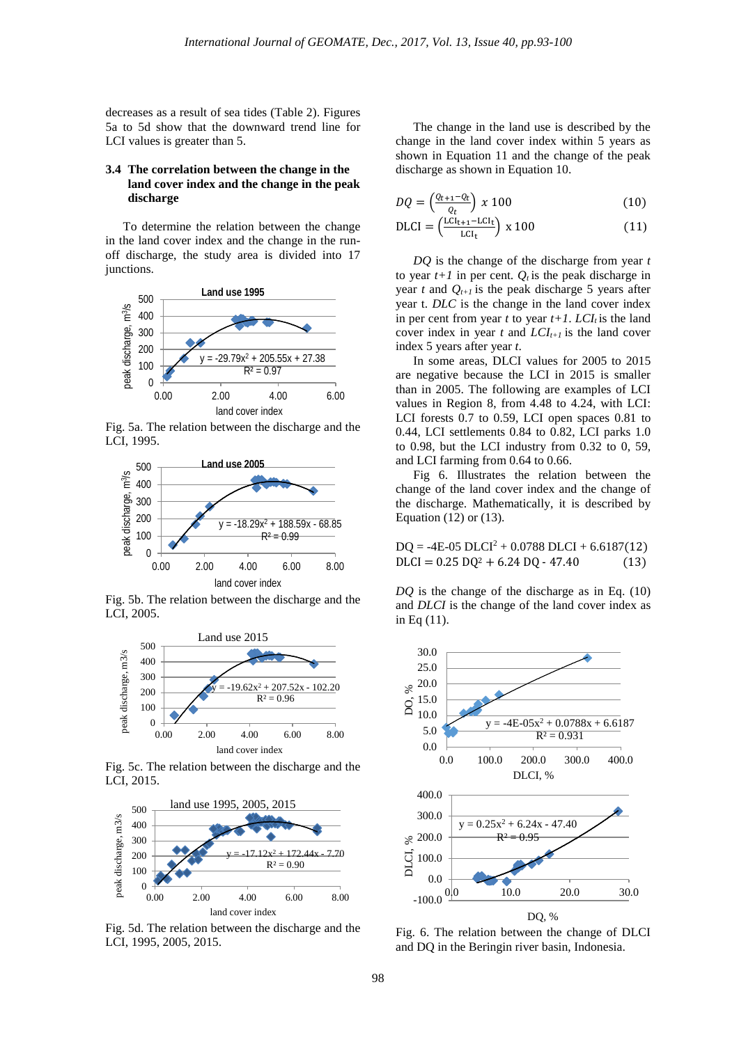decreases as a result of sea tides (Table 2). Figures 5a to 5d show that the downward trend line for LCI values is greater than 5.

### 3.4 The correlation between the change in the land cover index and the change in the peak discharge

To determine the relation between the change in the land cover index and the change in the run-off discharge, the study area is divided into 17 junctions.

Fig. 5a. The relation between the discharge and the LCI, 1995.

Fig. 5b. The relation between the discharge and the LCI, 2005.

Fig. 5c. The relation between the discharge and the LCI, 2015.

Fig. 5d. The relation between the discharge and the LCI, 1995, 2005, 2015.

The change in the land use is described by the change in the land cover index within 5 years as shown in Equation 11 and the change of the peak discharge as shown in Equation 10.

$$DQ = \left(\frac{Q_{t+1} - Q_t}{Q_t}\right) x\ 100 \qquad (10)$$

$$\mathrm{DLCI} = \left(\frac{\mathrm{LCI}_{t+1} - \mathrm{LCI}_t}{\mathrm{LCI}_t}\right) \mathrm{x}\ 100 \qquad (11)$$

*DQ* is the change of the discharge from year *t* to year *t+1* in per cent. $Q_t$ is the peak discharge in year *t* and $Q_{t+1}$ is the peak discharge 5 years after year t. *DLC* is the change in the land cover index in per cent from year *t* to year *t+1*. $LCI_t$ is the land cover index in year *t* and $LCI_{t+1}$ is the land cover index 5 years after year *t*.

In some areas, DLCI values for 2005 to 2015 are negative because the LCI in 2015 is smaller than in 2005. The following are examples of LCI values in Region 8, from 4.48 to 4.24, with LCI: LCI forests 0.7 to 0.59, LCI open spaces 0.81 to 0.44, LCI settlements 0.84 to 0.82, LCI parks 1.0 to 0.98, but the LCI industry from 0.32 to 0, 59, and LCI farming from 0.64 to 0.66.

Fig 6. Illustrates the relation between the change of the land cover index and the change of the discharge. Mathematically, it is described by Equation (12) or (13).

$$\mathrm{DQ} = \text{-4E-05}\ \mathrm{DLCI}^2 + 0.0788\ \mathrm{DLCI} + 6.6187 \qquad (12)$$

$$\mathrm{DLCI} = 0.25\ \mathrm{DQ}^2 + 6.24\ \mathrm{DQ} - 47.40 \qquad (13)$$

*DQ* is the change of the discharge as in Eq. (10) and *DLCI* is the change of the land cover index as in Eq (11).

Fig. 6. The relation between the change of DLCI and DQ in the Beringin river basin, Indonesia.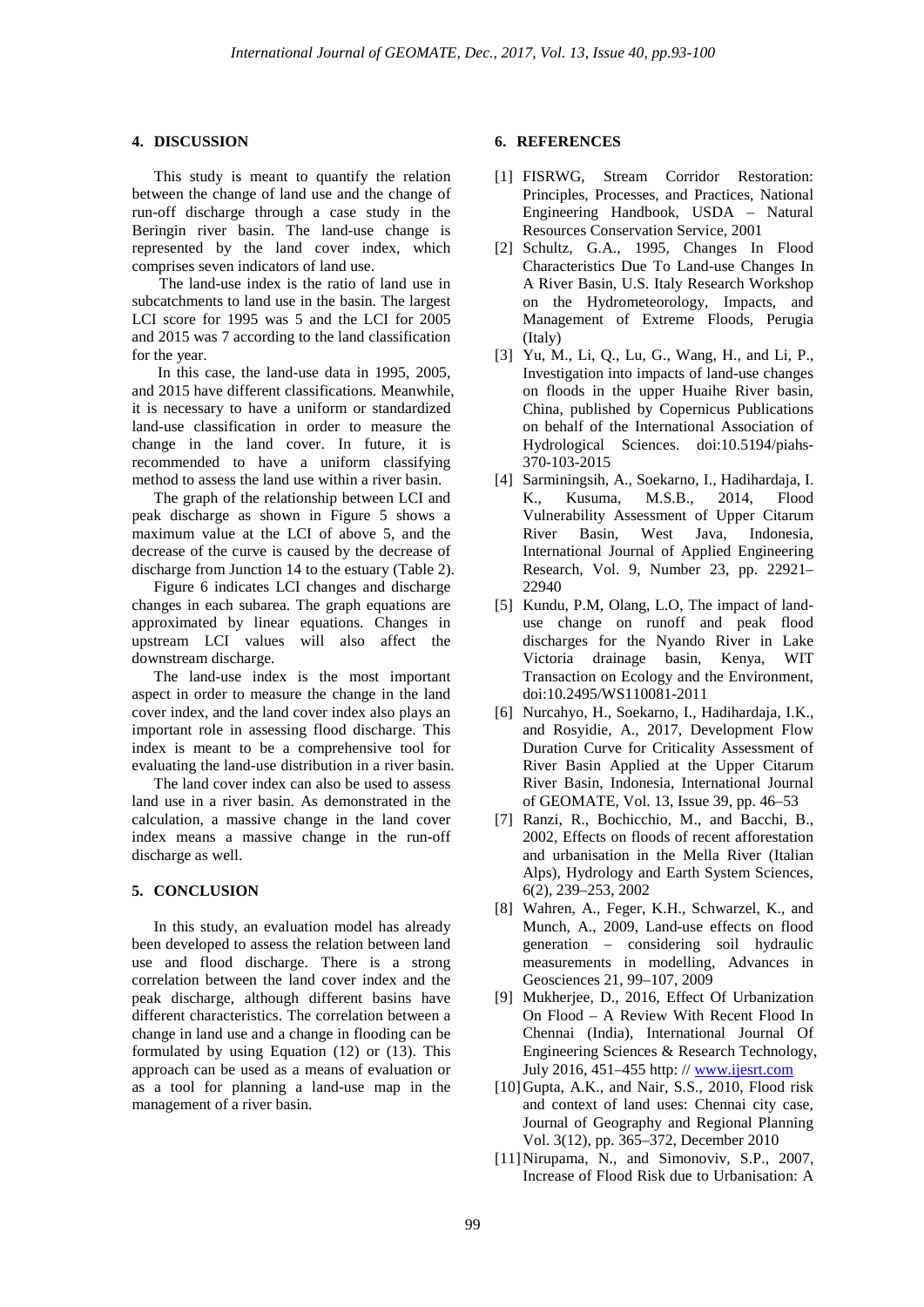## 4. DISCUSSION

This study is meant to quantify the relation between the change of land use and the change of run-off discharge through a case study in the Beringin river basin. The land-use change is represented by the land cover index, which comprises seven indicators of land use.

The land-use index is the ratio of land use in subcatchments to land use in the basin. The largest LCI score for 1995 was 5 and the LCI for 2005 and 2015 was 7 according to the land classification for the year.

In this case, the land-use data in 1995, 2005, and 2015 have different classifications. Meanwhile, it is necessary to have a uniform or standardized land-use classification in order to measure the change in the land cover. In future, it is recommended to have a uniform classifying method to assess the land use within a river basin.

The graph of the relationship between LCI and peak discharge as shown in Figure 5 shows a maximum value at the LCI of above 5, and the decrease of the curve is caused by the decrease of discharge from Junction 14 to the estuary (Table 2).

Figure 6 indicates LCI changes and discharge changes in each subarea. The graph equations are approximated by linear equations. Changes in upstream LCI values will also affect the downstream discharge.

The land-use index is the most important aspect in order to measure the change in the land cover index, and the land cover index also plays an important role in assessing flood discharge. This index is meant to be a comprehensive tool for evaluating the land-use distribution in a river basin.

The land cover index can also be used to assess land use in a river basin. As demonstrated in the calculation, a massive change in the land cover index means a massive change in the run-off discharge as well.

## 5. CONCLUSION

In this study, an evaluation model has already been developed to assess the relation between land use and flood discharge. There is a strong correlation between the land cover index and the peak discharge, although different basins have different characteristics. The correlation between a change in land use and a change in flooding can be formulated by using Equation (12) or (13). This approach can be used as a means of evaluation or as a tool for planning a land-use map in the management of a river basin.

## 6. REFERENCES

[1] FISRWG, Stream Corridor Restoration: Principles, Processes, and Practices, National Engineering Handbook, USDA – Natural Resources Conservation Service, 2001

[2] Schultz, G.A., 1995, Changes In Flood Characteristics Due To Land-use Changes In A River Basin, U.S. Italy Research Workshop on the Hydrometeorology, Impacts, and Management of Extreme Floods, Perugia (Italy)

[3] Yu, M., Li, Q., Lu, G., Wang, H., and Li, P., Investigation into impacts of land-use changes on floods in the upper Huaihe River basin, China, published by Copernicus Publications on behalf of the International Association of Hydrological Sciences. doi:10.5194/piahs-370-103-2015

[4] Sarminingsih, A., Soekarno, I., Hadihardaja, I. K., Kusuma, M.S.B., 2014, Flood Vulnerability Assessment of Upper Citarum River Basin, West Java, Indonesia, International Journal of Applied Engineering Research, Vol. 9, Number 23, pp. 22921–22940

[5] Kundu, P.M, Olang, L.O, The impact of land-use change on runoff and peak flood discharges for the Nyando River in Lake Victoria drainage basin, Kenya, WIT Transaction on Ecology and the Environment, doi:10.2495/WS110081-2011

[6] Nurcahyo, H., Soekarno, I., Hadihardaja, I.K., and Rosyidie, A., 2017, Development Flow Duration Curve for Criticality Assessment of River Basin Applied at the Upper Citarum River Basin, Indonesia, International Journal of GEOMATE, Vol. 13, Issue 39, pp. 46–53

[7] Ranzi, R., Bochicchio, M., and Bacchi, B., 2002, Effects on floods of recent afforestation and urbanisation in the Mella River (Italian Alps), Hydrology and Earth System Sciences, 6(2), 239–253, 2002

[8] Wahren, A., Feger, K.H., Schwarzel, K., and Munch, A., 2009, Land-use effects on flood generation – considering soil hydraulic measurements in modelling, Advances in Geosciences 21, 99–107, 2009

[9] Mukherjee, D., 2016, Effect Of Urbanization On Flood – A Review With Recent Flood In Chennai (India), International Journal Of Engineering Sciences & Research Technology, July 2016, 451–455 http: // www.ijesrt.com

[10] Gupta, A.K., and Nair, S.S., 2010, Flood risk and context of land uses: Chennai city case, Journal of Geography and Regional Planning Vol. 3(12), pp. 365–372, December 2010

[11] Nirupama, N., and Simonoviv, S.P., 2007, Increase of Flood Risk due to Urbanisation: A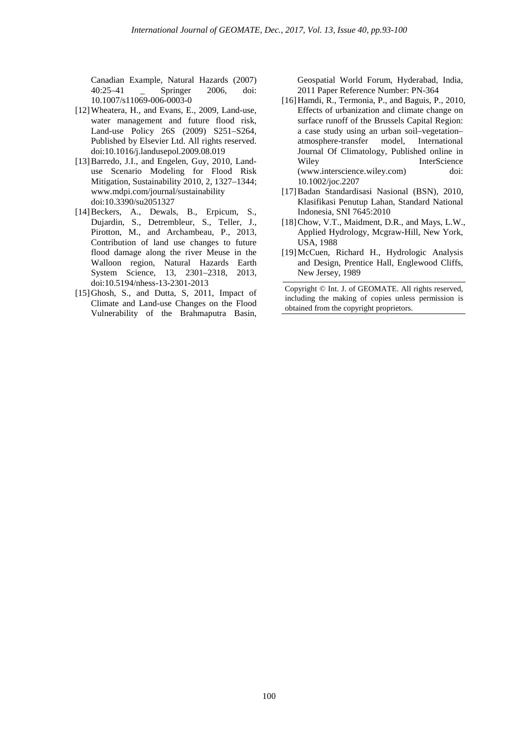Canadian Example, Natural Hazards (2007) 40:25–41 _ Springer 2006, doi: 10.1007/s11069-006-0003-0

[12] Wheatera, H., and Evans, E., 2009, Land-use, water management and future flood risk, Land-use Policy 26S (2009) S251–S264, Published by Elsevier Ltd. All rights reserved. doi:10.1016/j.landusepol.2009.08.019

[13] Barredo, J.I., and Engelen, Guy, 2010, Land-use Scenario Modeling for Flood Risk Mitigation, Sustainability 2010, 2, 1327–1344; www.mdpi.com/journal/sustainability doi:10.3390/su2051327

[14] Beckers, A., Dewals, B., Erpicum, S., Dujardin, S., Detrembleur, S., Teller, J., Pirotton, M., and Archambeau, P., 2013, Contribution of land use changes to future flood damage along the river Meuse in the Walloon region, Natural Hazards Earth System Science, 13, 2301–2318, 2013, doi:10.5194/nhess-13-2301-2013

[15] Ghosh, S., and Dutta, S, 2011, Impact of Climate and Land-use Changes on the Flood Vulnerability of the Brahmaputra Basin, Geospatial World Forum, Hyderabad, India, 2011 Paper Reference Number: PN-364

[16] Hamdi, R., Termonia, P., and Baguis, P., 2010, Effects of urbanization and climate change on surface runoff of the Brussels Capital Region: a case study using an urban soil–vegetation–atmosphere-transfer model, International Journal Of Climatology, Published online in Wiley InterScience (www.interscience.wiley.com) doi: 10.1002/joc.2207

[17] Badan Standardisasi Nasional (BSN), 2010, Klasifikasi Penutup Lahan, Standard National Indonesia, SNI 7645:2010

[18] Chow, V.T., Maidment, D.R., and Mays, L.W., Applied Hydrology, Mcgraw-Hill, New York, USA, 1988

[19] McCuen, Richard H., Hydrologic Analysis and Design, Prentice Hall, Englewood Cliffs, New Jersey, 1989

---

Copyright © Int. J. of GEOMATE. All rights reserved, including the making of copies unless permission is obtained from the copyright proprietors.